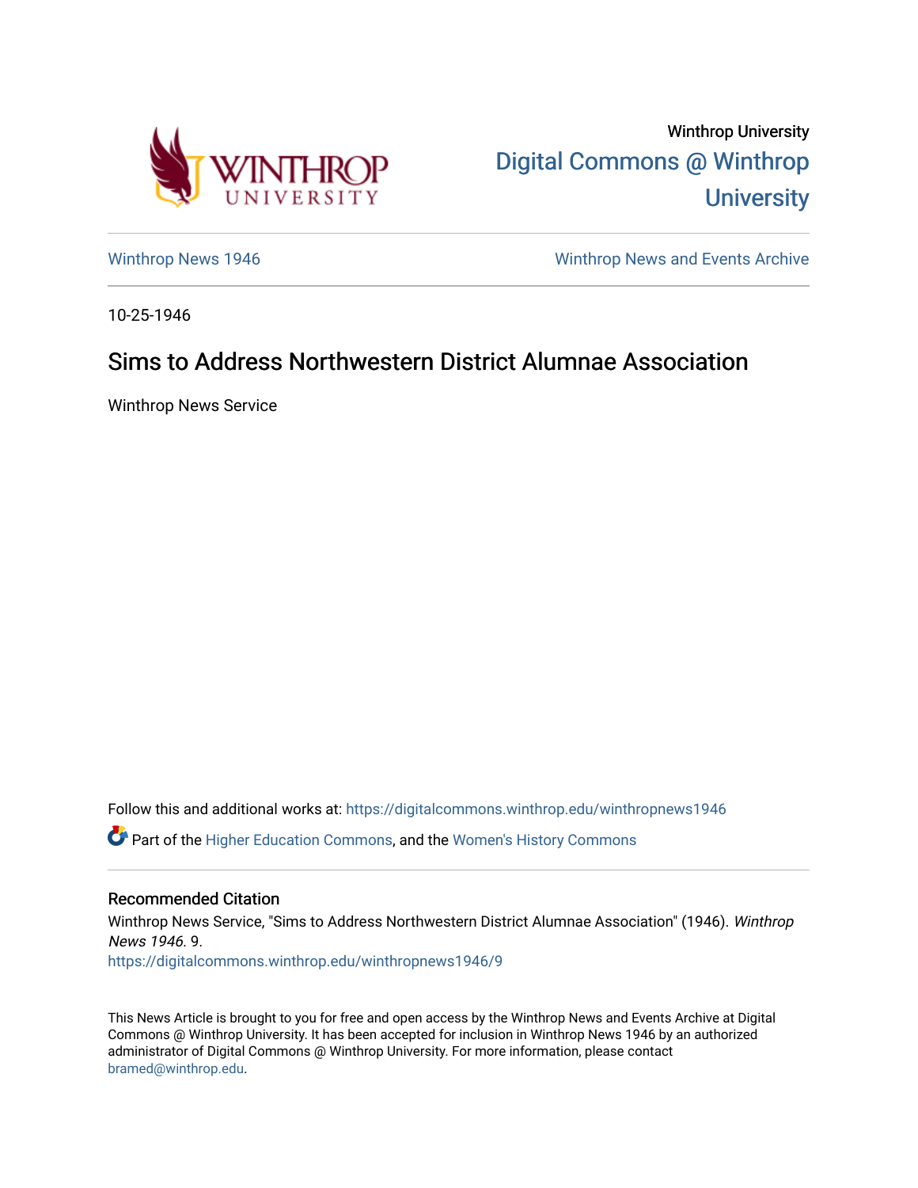Winthrop University

[Digital Commons @ Winthrop University](https://digitalcommons.winthrop.edu)

Winthrop News 1946

Winthrop News and Events Archive

10-25-1946

# Sims to Address Northwestern District Alumnae Association

Winthrop News Service

Follow this and additional works at: https://digitalcommons.winthrop.edu/winthropnews1946

Part of the Higher Education Commons, and the Women's History Commons

## Recommended Citation

Winthrop News Service, "Sims to Address Northwestern District Alumnae Association" (1946). *Winthrop News 1946*. 9.
https://digitalcommons.winthrop.edu/winthropnews1946/9

This News Article is brought to you for free and open access by the Winthrop News and Events Archive at Digital Commons @ Winthrop University. It has been accepted for inclusion in Winthrop News 1946 by an authorized administrator of Digital Commons @ Winthrop University. For more information, please contact bramed@winthrop.edu.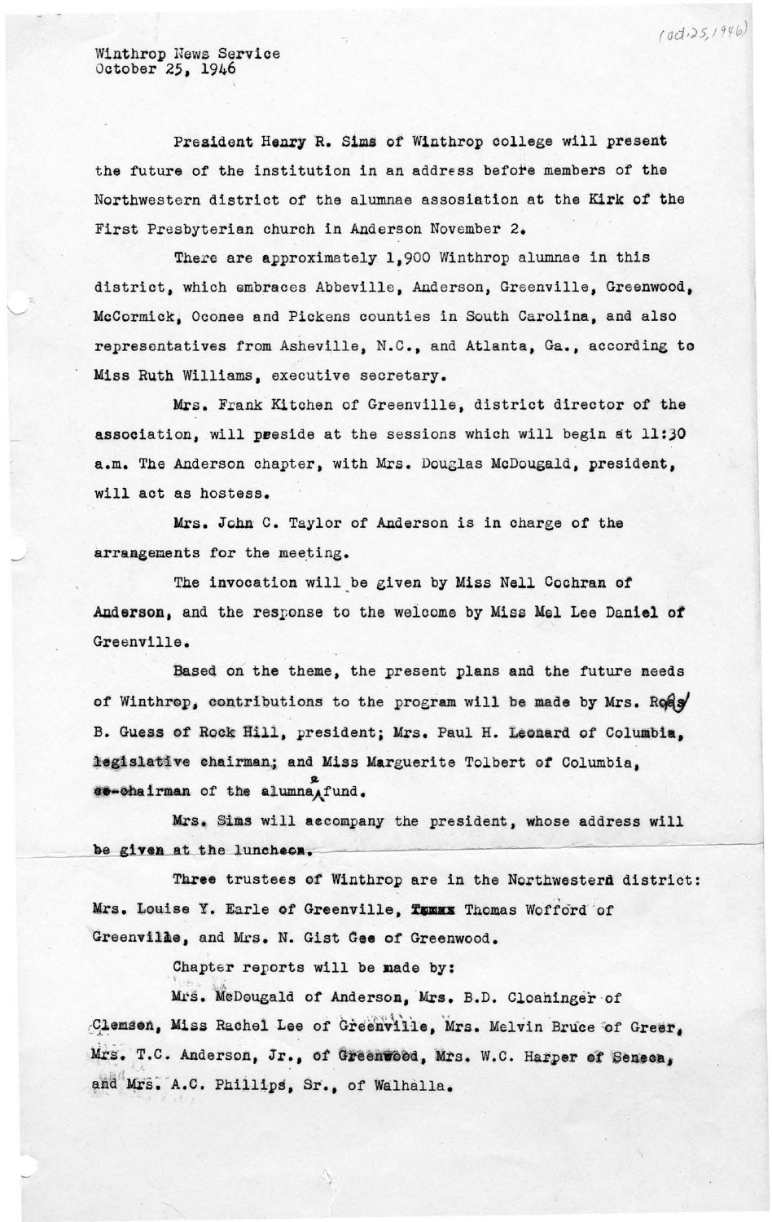Winthrop News Service
October 25, 1946

(oct. 25, 1946)

President Henry R. Sims of Winthrop college will present the future of the institution in an address before members of the Northwestern district of the alumnae association at the Kirk of the First Presbyterian church in Anderson November 2.

There are approximately 1,900 Winthrop alumnae in this district, which embraces Abbeville, Anderson, Greenville, Greenwood, McCormick, Oconee and Pickens counties in South Carolina, and also representatives from Asheville, N.C., and Atlanta, Ga., according to Miss Ruth Williams, executive secretary.

Mrs. Frank Kitchen of Greenville, district director of the association, will preside at the sessions which will begin at 11:30 a.m. The Anderson chapter, with Mrs. Douglas McDougald, president, will act as hostess.

Mrs. John C. Taylor of Anderson is in charge of the arrangements for the meeting.

The invocation will be given by Miss Nell Cochran of Anderson, and the response to the welcome by Miss Mel Lee Daniel of Greenville.

Based on the theme, the present plans and the future needs of Winthrop, contributions to the program will be made by Mrs. Ross B. Guess of Rock Hill, president; Mrs. Paul H. Leonard of Columbia, legislative chairman; and Miss Marguerite Tolbert of Columbia, co-chairman of the alumnae fund.

Mrs. Sims will accompany the president, whose address will be given at the luncheon.

Three trustees of Winthrop are in the Northwestern district: Mrs. Louise Y. Earle of Greenville, Thomas Wofford of Greenville, and Mrs. N. Gist Gee of Greenwood.

Chapter reports will be made by:

Mrs. McDougald of Anderson, Mrs. B.D. Cloaninger of Clemson, Miss Rachel Lee of Greenville, Mrs. Melvin Bruce of Greer, Mrs. T.C. Anderson, Jr., of Greenwood, Mrs. W.C. Harper of Seneca, and Mrs. A.C. Phillips, Sr., of Walhalla.